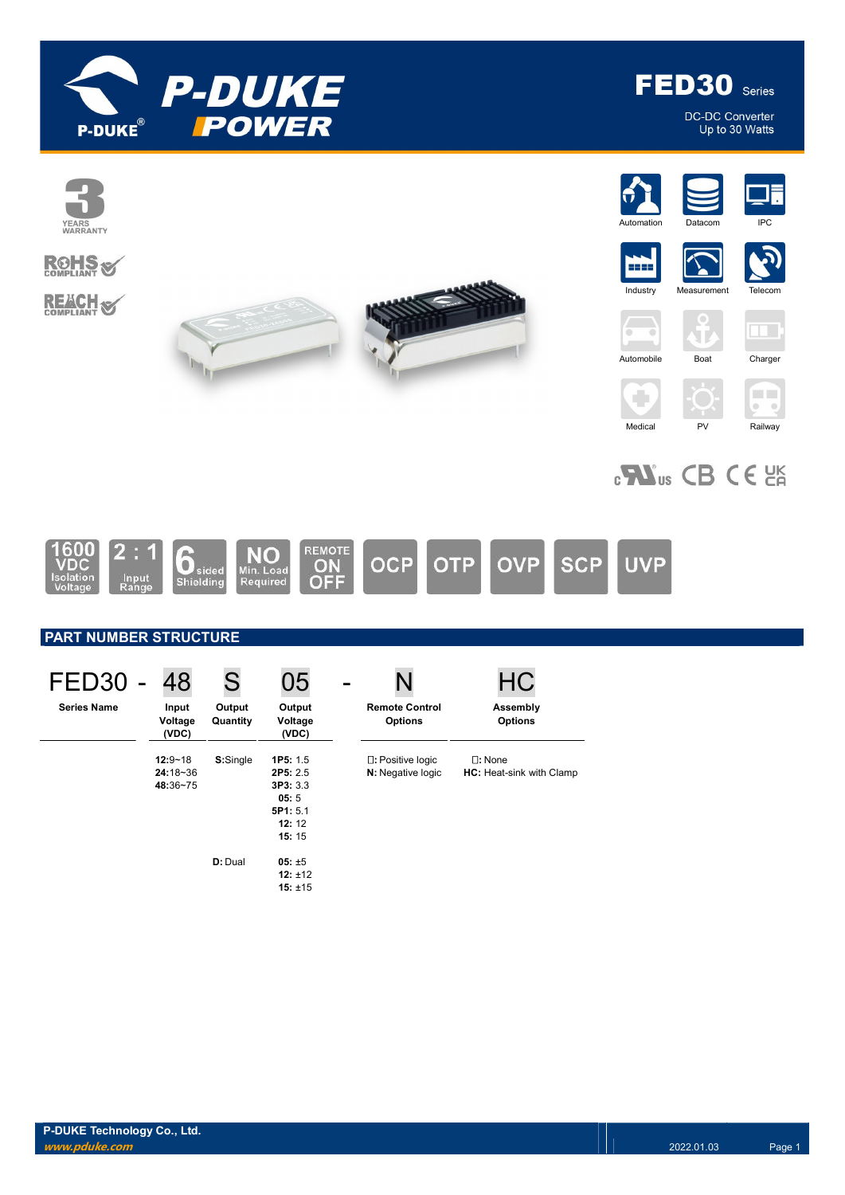# FED30 Series

DC-DC Converter
Up to 30 Watts

3 YEARS WARRANTY

RoHS COMPLIANT

REACH COMPLIANT

Automation | Datacom | IPC | Industry | Measurement | Telecom | Automobile | Boat | Charger | Medical | PV | Railway

1600 VDC Isolation Voltage | 2 : 1 Input Range | 6 sided Shielding | NO Min. Load Required | REMOTE ON OFF | OCP | OTP | OVP | SCP | UVP

## PART NUMBER STRUCTURE

| FED30 - | 48 | S | 05 | - | N | HC |
|---|---|---|---|---|---|---|
| **Series Name** | **Input Voltage (VDC)** | **Output Quantity** | **Output Voltage (VDC)** | | **Remote Control Options** | **Assembly Options** |
| | **12:**9~18<br>**24:**18~36<br>**48:**36~75 | **S:**Single | **1P5:** 1.5<br>**2P5:** 2.5<br>**3P3:** 3.3<br>**05:** 5<br>**5P1:** 5.1<br>**12:** 12<br>**15:** 15 | | □: Positive logic<br>**N:** Negative logic | □: None<br>**HC:** Heat-sink with Clamp |
| | | **D:** Dual | **05:** ±5<br>**12:** ±12<br>**15:** ±15 | | | |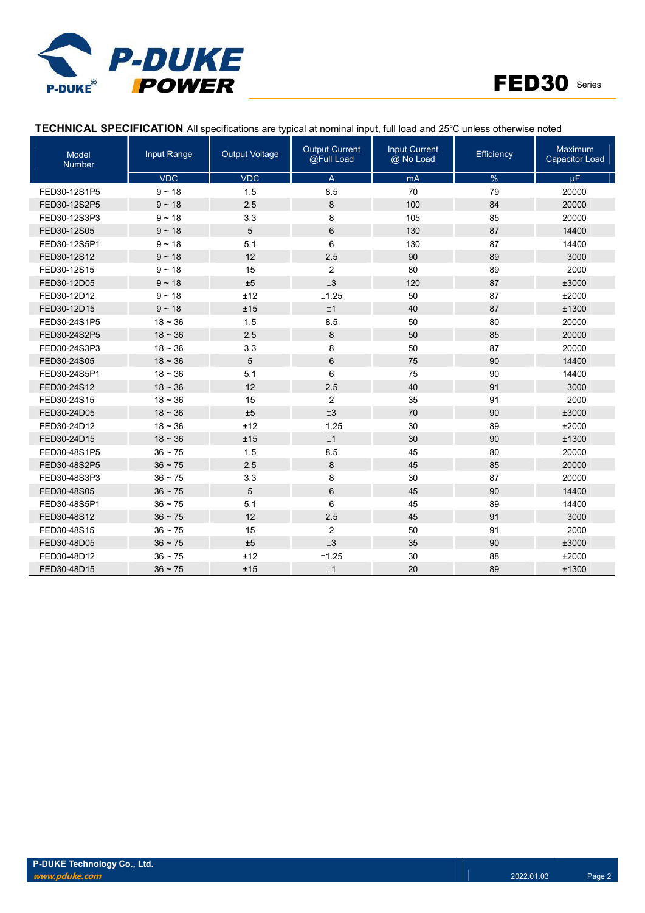**TECHNICAL SPECIFICATION** All specifications are typical at nominal input, full load and 25℃ unless otherwise noted

| Model Number | Input Range | Output Voltage | Output Current @Full Load | Input Current @ No Load | Efficiency | Maximum Capacitor Load |
|---|---|---|---|---|---|---|
| | VDC | VDC | A | mA | % | µF |
| FED30-12S1P5 | 9 ~ 18 | 1.5 | 8.5 | 70 | 79 | 20000 |
| FED30-12S2P5 | 9 ~ 18 | 2.5 | 8 | 100 | 84 | 20000 |
| FED30-12S3P3 | 9 ~ 18 | 3.3 | 8 | 105 | 85 | 20000 |
| FED30-12S05 | 9 ~ 18 | 5 | 6 | 130 | 87 | 14400 |
| FED30-12S5P1 | 9 ~ 18 | 5.1 | 6 | 130 | 87 | 14400 |
| FED30-12S12 | 9 ~ 18 | 12 | 2.5 | 90 | 89 | 3000 |
| FED30-12S15 | 9 ~ 18 | 15 | 2 | 80 | 89 | 2000 |
| FED30-12D05 | 9 ~ 18 | ±5 | ±3 | 120 | 87 | ±3000 |
| FED30-12D12 | 9 ~ 18 | ±12 | ±1.25 | 50 | 87 | ±2000 |
| FED30-12D15 | 9 ~ 18 | ±15 | ±1 | 40 | 87 | ±1300 |
| FED30-24S1P5 | 18 ~ 36 | 1.5 | 8.5 | 50 | 80 | 20000 |
| FED30-24S2P5 | 18 ~ 36 | 2.5 | 8 | 50 | 85 | 20000 |
| FED30-24S3P3 | 18 ~ 36 | 3.3 | 8 | 50 | 87 | 20000 |
| FED30-24S05 | 18 ~ 36 | 5 | 6 | 75 | 90 | 14400 |
| FED30-24S5P1 | 18 ~ 36 | 5.1 | 6 | 75 | 90 | 14400 |
| FED30-24S12 | 18 ~ 36 | 12 | 2.5 | 40 | 91 | 3000 |
| FED30-24S15 | 18 ~ 36 | 15 | 2 | 35 | 91 | 2000 |
| FED30-24D05 | 18 ~ 36 | ±5 | ±3 | 70 | 90 | ±3000 |
| FED30-24D12 | 18 ~ 36 | ±12 | ±1.25 | 30 | 89 | ±2000 |
| FED30-24D15 | 18 ~ 36 | ±15 | ±1 | 30 | 90 | ±1300 |
| FED30-48S1P5 | 36 ~ 75 | 1.5 | 8.5 | 45 | 80 | 20000 |
| FED30-48S2P5 | 36 ~ 75 | 2.5 | 8 | 45 | 85 | 20000 |
| FED30-48S3P3 | 36 ~ 75 | 3.3 | 8 | 30 | 87 | 20000 |
| FED30-48S05 | 36 ~ 75 | 5 | 6 | 45 | 90 | 14400 |
| FED30-48S5P1 | 36 ~ 75 | 5.1 | 6 | 45 | 89 | 14400 |
| FED30-48S12 | 36 ~ 75 | 12 | 2.5 | 45 | 91 | 3000 |
| FED30-48S15 | 36 ~ 75 | 15 | 2 | 50 | 91 | 2000 |
| FED30-48D05 | 36 ~ 75 | ±5 | ±3 | 35 | 90 | ±3000 |
| FED30-48D12 | 36 ~ 75 | ±12 | ±1.25 | 30 | 88 | ±2000 |
| FED30-48D15 | 36 ~ 75 | ±15 | ±1 | 20 | 89 | ±1300 |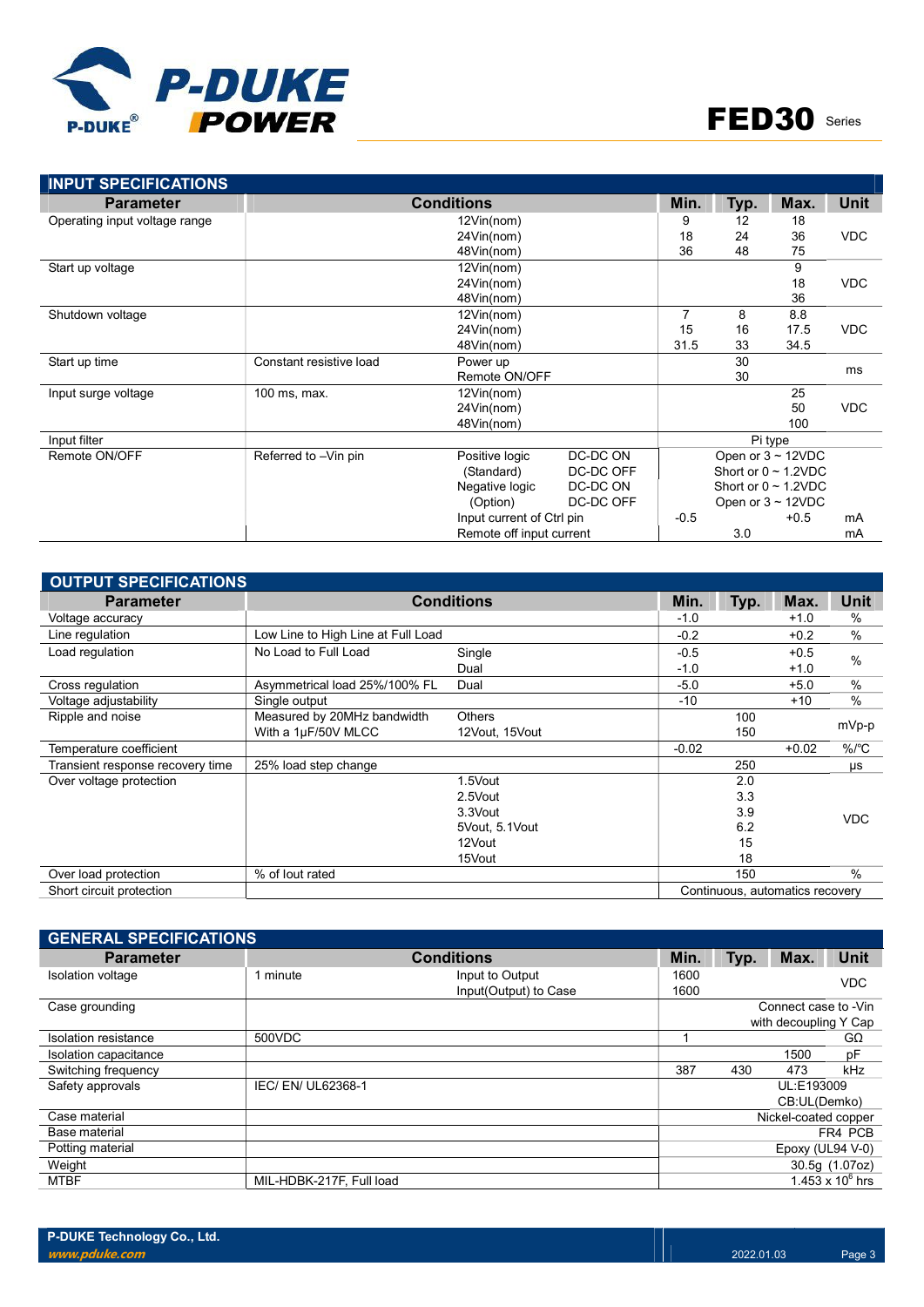## INPUT SPECIFICATIONS

| Parameter | Conditions | | | Min. | Typ. | Max. | Unit |
|---|---|---|---|---|---|---|---|
| Operating input voltage range | | 12Vin(nom)<br>24Vin(nom)<br>48Vin(nom) | | 9<br>18<br>36 | 12<br>24<br>48 | 18<br>36<br>75 | VDC |
| Start up voltage | | 12Vin(nom)<br>24Vin(nom)<br>48Vin(nom) | | | | 9<br>18<br>36 | VDC |
| Shutdown voltage | | 12Vin(nom)<br>24Vin(nom)<br>48Vin(nom) | | 7<br>15<br>31.5 | 8<br>16<br>33 | 8.8<br>17.5<br>34.5 | VDC |
| Start up time | Constant resistive load | Power up<br>Remote ON/OFF | | | 30<br>30 | | ms |
| Input surge voltage | 100 ms, max. | 12Vin(nom)<br>24Vin(nom)<br>48Vin(nom) | | | | 25<br>50<br>100 | VDC |
| Input filter | | | | Pi type | | | |
| Remote ON/OFF | Referred to –Vin pin | Positive logic<br>(Standard)<br>Negative logic<br>(Option) | DC-DC ON<br>DC-DC OFF<br>DC-DC ON<br>DC-DC OFF | Open or 3 ~ 12VDC<br>Short or 0 ~ 1.2VDC<br>Short or 0 ~ 1.2VDC<br>Open or 3 ~ 12VDC | | | |
| | | Input current of Ctrl pin | | -0.5 | | +0.5 | mA |
| | | Remote off input current | | | 3.0 | | mA |

## OUTPUT SPECIFICATIONS

| Parameter | Conditions | | Min. | Typ. | Max. | Unit |
|---|---|---|---|---|---|---|
| Voltage accuracy | | | -1.0 | | +1.0 | % |
| Line regulation | Low Line to High Line at Full Load | | -0.2 | | +0.2 | % |
| Load regulation | No Load to Full Load | Single<br>Dual | -0.5<br>-1.0 | | +0.5<br>+1.0 | % |
| Cross regulation | Asymmetrical load 25%/100% FL | Dual | -5.0 | | +5.0 | % |
| Voltage adjustability | Single output | | -10 | | +10 | % |
| Ripple and noise | Measured by 20MHz bandwidth<br>With a 1μF/50V MLCC | Others<br>12Vout, 15Vout | | 100<br>150 | | mVp-p |
| Temperature coefficient | | | -0.02 | | +0.02 | %/°C |
| Transient response recovery time | 25% load step change | | | 250 | | μs |
| Over voltage protection | | 1.5Vout<br>2.5Vout<br>3.3Vout<br>5Vout, 5.1Vout<br>12Vout<br>15Vout | | 2.0<br>3.3<br>3.9<br>6.2<br>15<br>18 | | VDC |
| Over load protection | % of Iout rated | | | 150 | | % |
| Short circuit protection | | | Continuous, automatics recovery | | | |

## GENERAL SPECIFICATIONS

| Parameter | Conditions | | Min. | Typ. | Max. | Unit |
|---|---|---|---|---|---|---|
| Isolation voltage | 1 minute | Input to Output<br>Input(Output) to Case | 1600<br>1600 | | | VDC |
| Case grounding | | | Connect case to -Vin with decoupling Y Cap | | | |
| Isolation resistance | 500VDC | | 1 | | | GΩ |
| Isolation capacitance | | | | | 1500 | pF |
| Switching frequency | | | 387 | 430 | 473 | kHz |
| Safety approvals | IEC/ EN/ UL62368-1 | | UL:E193009<br>CB:UL(Demko) | | | |
| Case material | | | Nickel-coated copper | | | |
| Base material | | | FR4 PCB | | | |
| Potting material | | | Epoxy (UL94 V-0) | | | |
| Weight | | | 30.5g (1.07oz) | | | |
| MTBF | MIL-HDBK-217F, Full load | | $1.453 \times 10^6$ hrs | | | |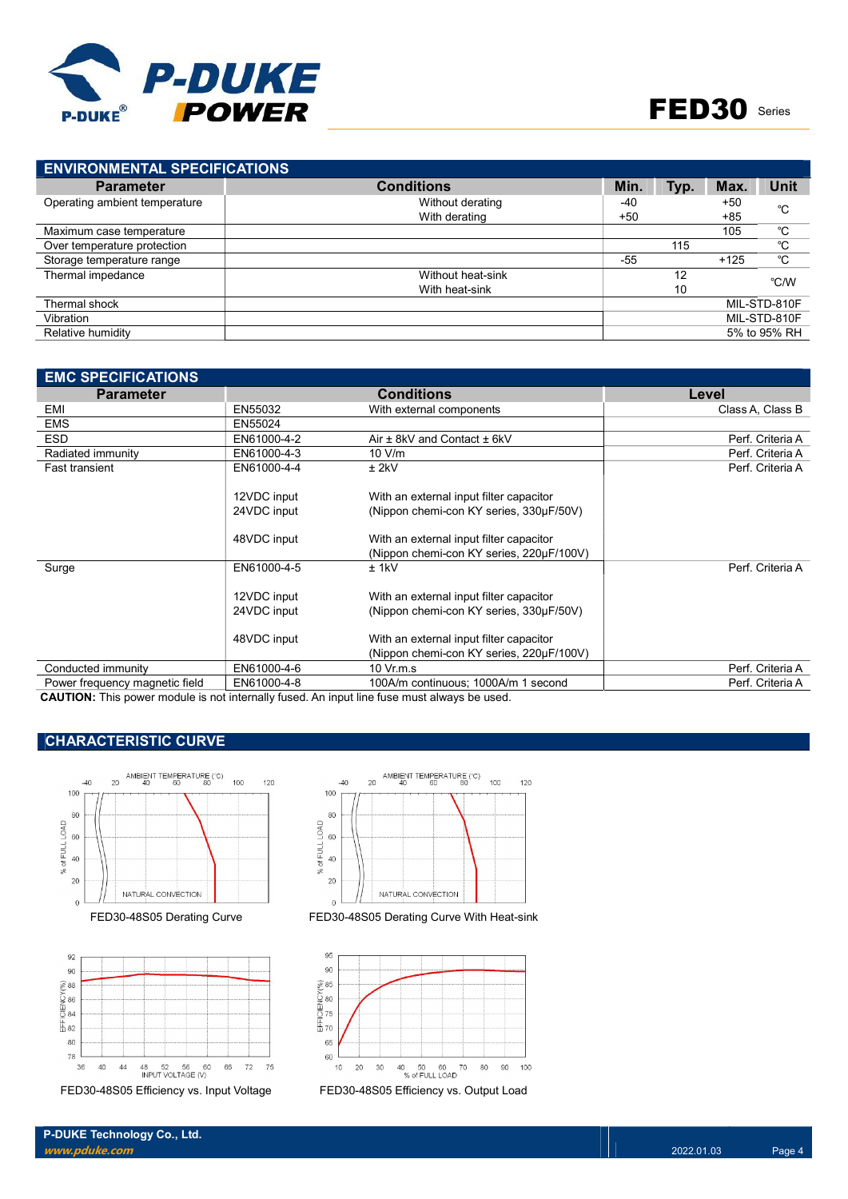## ENVIRONMENTAL SPECIFICATIONS

| Parameter | Conditions | Min. | Typ. | Max. | Unit |
|---|---|---|---|---|---|
| Operating ambient temperature | Without derating<br>With derating | -40<br>+50 | | +50<br>+85 | ℃ |
| Maximum case temperature | | | | 105 | ℃ |
| Over temperature protection | | | 115 | | ℃ |
| Storage temperature range | | -55 | | +125 | ℃ |
| Thermal impedance | Without heat-sink<br>With heat-sink | | 12<br>10 | | ℃/W |
| Thermal shock | | | | | MIL-STD-810F |
| Vibration | | | | | MIL-STD-810F |
| Relative humidity | | | | | 5% to 95% RH |

## EMC SPECIFICATIONS

| Parameter | Conditions | | Level |
|---|---|---|---|
| EMI | EN55032 | With external components | Class A, Class B |
| EMS | EN55024 | | |
| ESD | EN61000-4-2 | Air ± 8kV and Contact ± 6kV | Perf. Criteria A |
| Radiated immunity | EN61000-4-3 | 10 V/m | Perf. Criteria A |
| Fast transient | EN61000-4-4 | ± 2kV | Perf. Criteria A |
| | 12VDC input<br>24VDC input | With an external input filter capacitor<br>(Nippon chemi-con KY series, 330μF/50V) | |
| | 48VDC input | With an external input filter capacitor<br>(Nippon chemi-con KY series, 220μF/100V) | |
| Surge | EN61000-4-5 | ± 1kV | Perf. Criteria A |
| | 12VDC input<br>24VDC input | With an external input filter capacitor<br>(Nippon chemi-con KY series, 330μF/50V) | |
| | 48VDC input | With an external input filter capacitor<br>(Nippon chemi-con KY series, 220μF/100V) | |
| Conducted immunity | EN61000-4-6 | 10 Vr.m.s | Perf. Criteria A |
| Power frequency magnetic field | EN61000-4-8 | 100A/m continuous; 1000A/m 1 second | Perf. Criteria A |

**CAUTION:** This power module is not internally fused. An input line fuse must always be used.

## CHARACTERISTIC CURVE

FED30-48S05 Derating Curve

FED30-48S05 Derating Curve With Heat-sink

FED30-48S05 Efficiency vs. Input Voltage

FED30-48S05 Efficiency vs. Output Load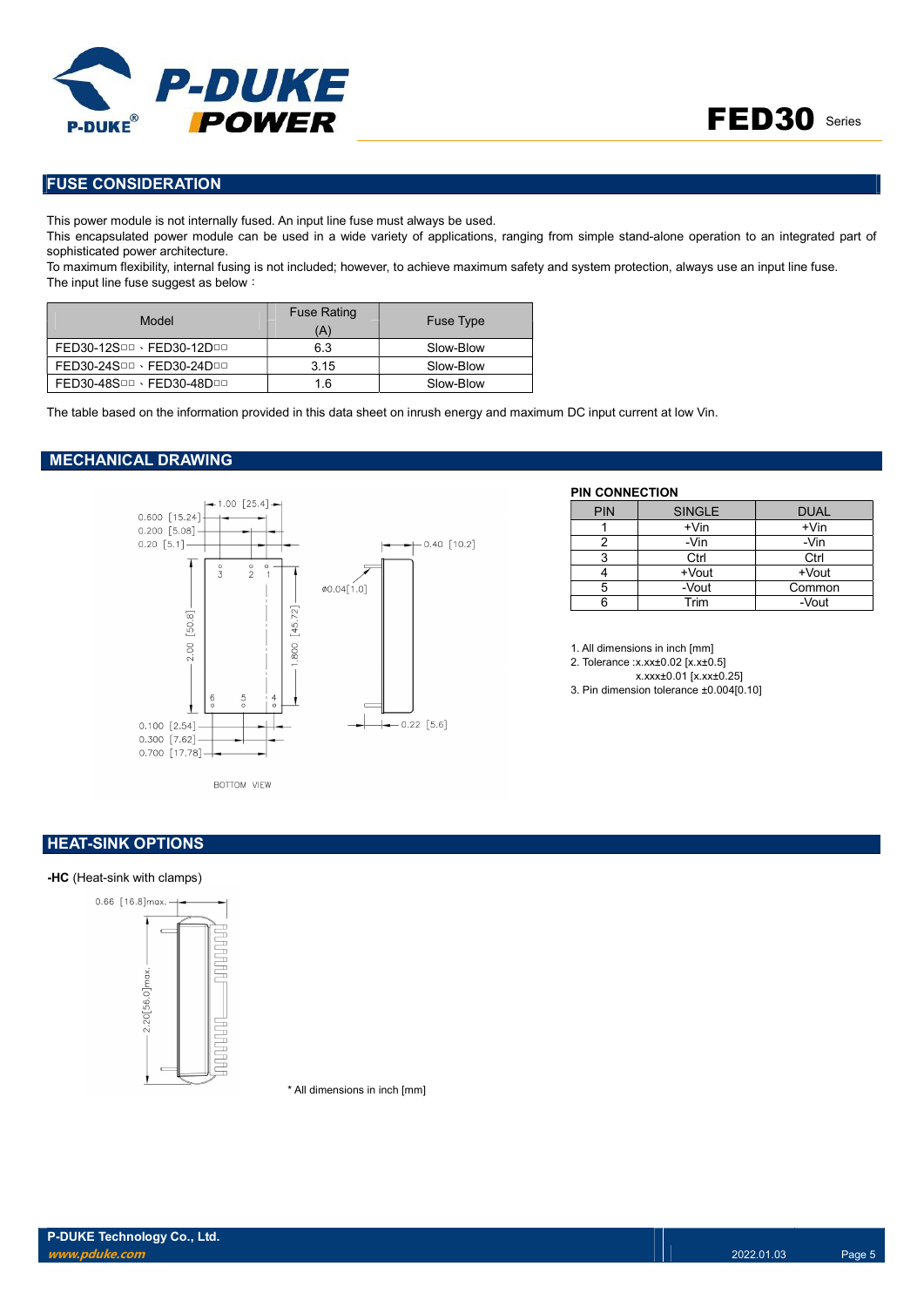## FUSE CONSIDERATION

This power module is not internally fused. An input line fuse must always be used.
This encapsulated power module can be used in a wide variety of applications, ranging from simple stand-alone operation to an integrated part of sophisticated power architecture.
To maximum flexibility, internal fusing is not included; however, to achieve maximum safety and system protection, always use an input line fuse.
The input line fuse suggest as below：

| Model | Fuse Rating (A) | Fuse Type |
|---|---|---|
| FED30-12S□□ 、FED30-12D□□ | 6.3 | Slow-Blow |
| FED30-24S□□ 、FED30-24D□□ | 3.15 | Slow-Blow |
| FED30-48S□□ 、FED30-48D□□ | 1.6 | Slow-Blow |

The table based on the information provided in this data sheet on inrush energy and maximum DC input current at low Vin.

## MECHANICAL DRAWING

1.00 [25.4]
0.600 [15.24]
0.200 [5.08]
0.20 [5.1]
0.40 [10.2]
ϕ0.04[1.0]
2.00 [50.8]
1.800 [45.72]
0.100 [2.54]
0.300 [7.62]
0.700 [17.78]
0.22 [5.6]

BOTTOM VIEW

**PIN CONNECTION**

| PIN | SINGLE | DUAL |
|---|---|---|
| 1 | +Vin | +Vin |
| 2 | -Vin | -Vin |
| 3 | Ctrl | Ctrl |
| 4 | +Vout | +Vout |
| 5 | -Vout | Common |
| 6 | Trim | -Vout |

1. All dimensions in inch [mm]
2. Tolerance :x.xx±0.02 [x.x±0.5]
   x.xxx±0.01 [x.xx±0.25]
3. Pin dimension tolerance ±0.004[0.10]

## HEAT-SINK OPTIONS

**-HC** (Heat-sink with clamps)

0.66 [16.8]max.
2.20[56.0]max.

\* All dimensions in inch [mm]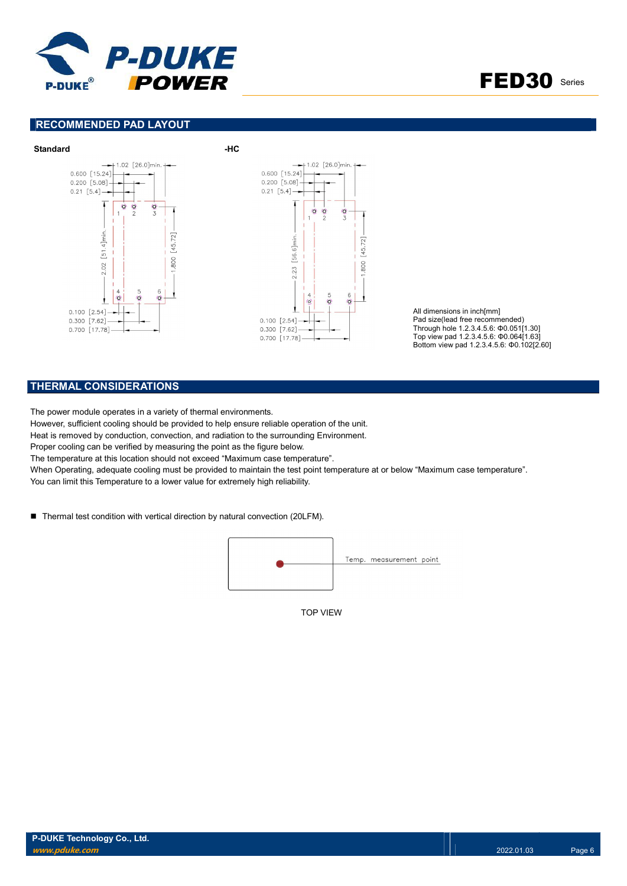## RECOMMENDED PAD LAYOUT

**Standard**

**-HC**

All dimensions in inch[mm]
Pad size(lead free recommended)
Through hole 1.2.3.4.5.6: Φ0.051[1.30]
Top view pad 1.2.3.4.5.6: Φ0.064[1.63]
Bottom view pad 1.2.3.4.5.6: Φ0.102[2.60]

## THERMAL CONSIDERATIONS

The power module operates in a variety of thermal environments.
However, sufficient cooling should be provided to help ensure reliable operation of the unit.
Heat is removed by conduction, convection, and radiation to the surrounding Environment.
Proper cooling can be verified by measuring the point as the figure below.
The temperature at this location should not exceed “Maximum case temperature”.
When Operating, adequate cooling must be provided to maintain the test point temperature at or below “Maximum case temperature”.
You can limit this Temperature to a lower value for extremely high reliability.

- Thermal test condition with vertical direction by natural convection (20LFM).

Temp. measurement point

TOP VIEW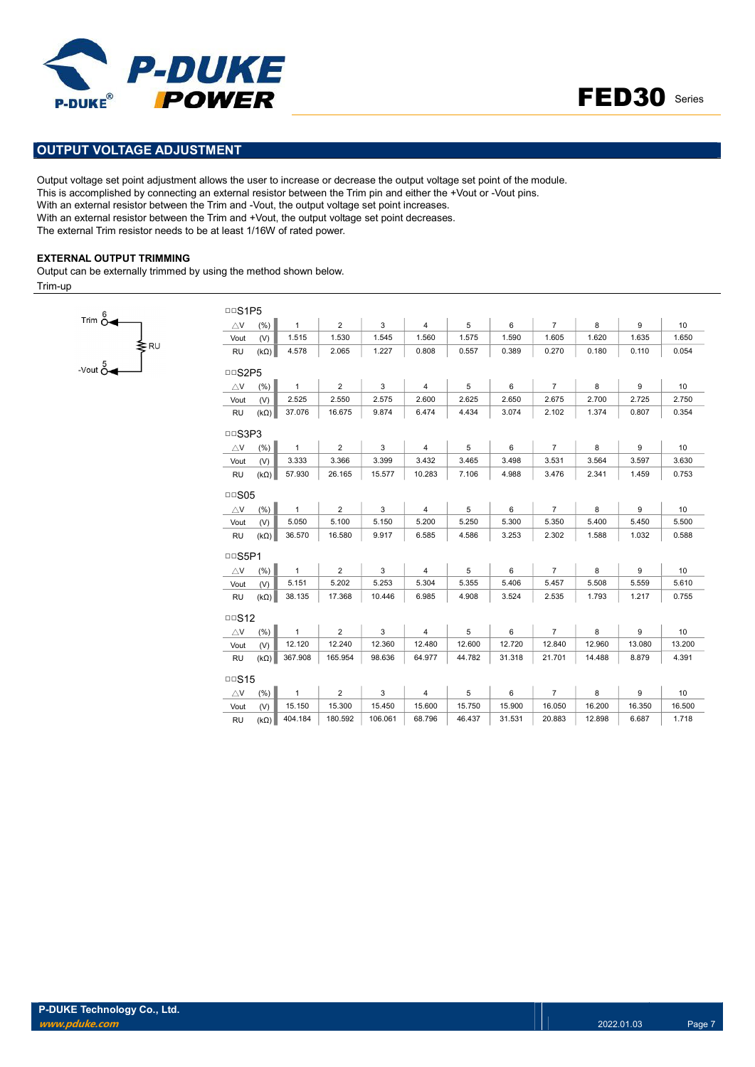## OUTPUT VOLTAGE ADJUSTMENT

Output voltage set point adjustment allows the user to increase or decrease the output voltage set point of the module.
This is accomplished by connecting an external resistor between the Trim pin and either the +Vout or -Vout pins.
With an external resistor between the Trim and -Vout, the output voltage set point increases.
With an external resistor between the Trim and +Vout, the output voltage set point decreases.
The external Trim resistor needs to be at least 1/16W of rated power.

### EXTERNAL OUTPUT TRIMMING

Output can be externally trimmed by using the method shown below.

Trim-up

Trim 6
RU
-Vout 5

□□S1P5

| △V (%) | 1 | 2 | 3 | 4 | 5 | 6 | 7 | 8 | 9 | 10 |
|---|---|---|---|---|---|---|---|---|---|---|
| Vout (V) | 1.515 | 1.530 | 1.545 | 1.560 | 1.575 | 1.590 | 1.605 | 1.620 | 1.635 | 1.650 |
| RU (kΩ) | 4.578 | 2.065 | 1.227 | 0.808 | 0.557 | 0.389 | 0.270 | 0.180 | 0.110 | 0.054 |

□□S2P5

| △V (%) | 1 | 2 | 3 | 4 | 5 | 6 | 7 | 8 | 9 | 10 |
|---|---|---|---|---|---|---|---|---|---|---|
| Vout (V) | 2.525 | 2.550 | 2.575 | 2.600 | 2.625 | 2.650 | 2.675 | 2.700 | 2.725 | 2.750 |
| RU (kΩ) | 37.076 | 16.675 | 9.874 | 6.474 | 4.434 | 3.074 | 2.102 | 1.374 | 0.807 | 0.354 |

□□S3P3

| △V (%) | 1 | 2 | 3 | 4 | 5 | 6 | 7 | 8 | 9 | 10 |
|---|---|---|---|---|---|---|---|---|---|---|
| Vout (V) | 3.333 | 3.366 | 3.399 | 3.432 | 3.465 | 3.498 | 3.531 | 3.564 | 3.597 | 3.630 |
| RU (kΩ) | 57.930 | 26.165 | 15.577 | 10.283 | 7.106 | 4.988 | 3.476 | 2.341 | 1.459 | 0.753 |

□□S05

| △V (%) | 1 | 2 | 3 | 4 | 5 | 6 | 7 | 8 | 9 | 10 |
|---|---|---|---|---|---|---|---|---|---|---|
| Vout (V) | 5.050 | 5.100 | 5.150 | 5.200 | 5.250 | 5.300 | 5.350 | 5.400 | 5.450 | 5.500 |
| RU (kΩ) | 36.570 | 16.580 | 9.917 | 6.585 | 4.586 | 3.253 | 2.302 | 1.588 | 1.032 | 0.588 |

□□S5P1

| △V (%) | 1 | 2 | 3 | 4 | 5 | 6 | 7 | 8 | 9 | 10 |
|---|---|---|---|---|---|---|---|---|---|---|
| Vout (V) | 5.151 | 5.202 | 5.253 | 5.304 | 5.355 | 5.406 | 5.457 | 5.508 | 5.559 | 5.610 |
| RU (kΩ) | 38.135 | 17.368 | 10.446 | 6.985 | 4.908 | 3.524 | 2.535 | 1.793 | 1.217 | 0.755 |

□□S12

| △V (%) | 1 | 2 | 3 | 4 | 5 | 6 | 7 | 8 | 9 | 10 |
|---|---|---|---|---|---|---|---|---|---|---|
| Vout (V) | 12.120 | 12.240 | 12.360 | 12.480 | 12.600 | 12.720 | 12.840 | 12.960 | 13.080 | 13.200 |
| RU (kΩ) | 367.908 | 165.954 | 98.636 | 64.977 | 44.782 | 31.318 | 21.701 | 14.488 | 8.879 | 4.391 |

□□S15

| △V (%) | 1 | 2 | 3 | 4 | 5 | 6 | 7 | 8 | 9 | 10 |
|---|---|---|---|---|---|---|---|---|---|---|
| Vout (V) | 15.150 | 15.300 | 15.450 | 15.600 | 15.750 | 15.900 | 16.050 | 16.200 | 16.350 | 16.500 |
| RU (kΩ) | 404.184 | 180.592 | 106.061 | 68.796 | 46.437 | 31.531 | 20.883 | 12.898 | 6.687 | 1.718 |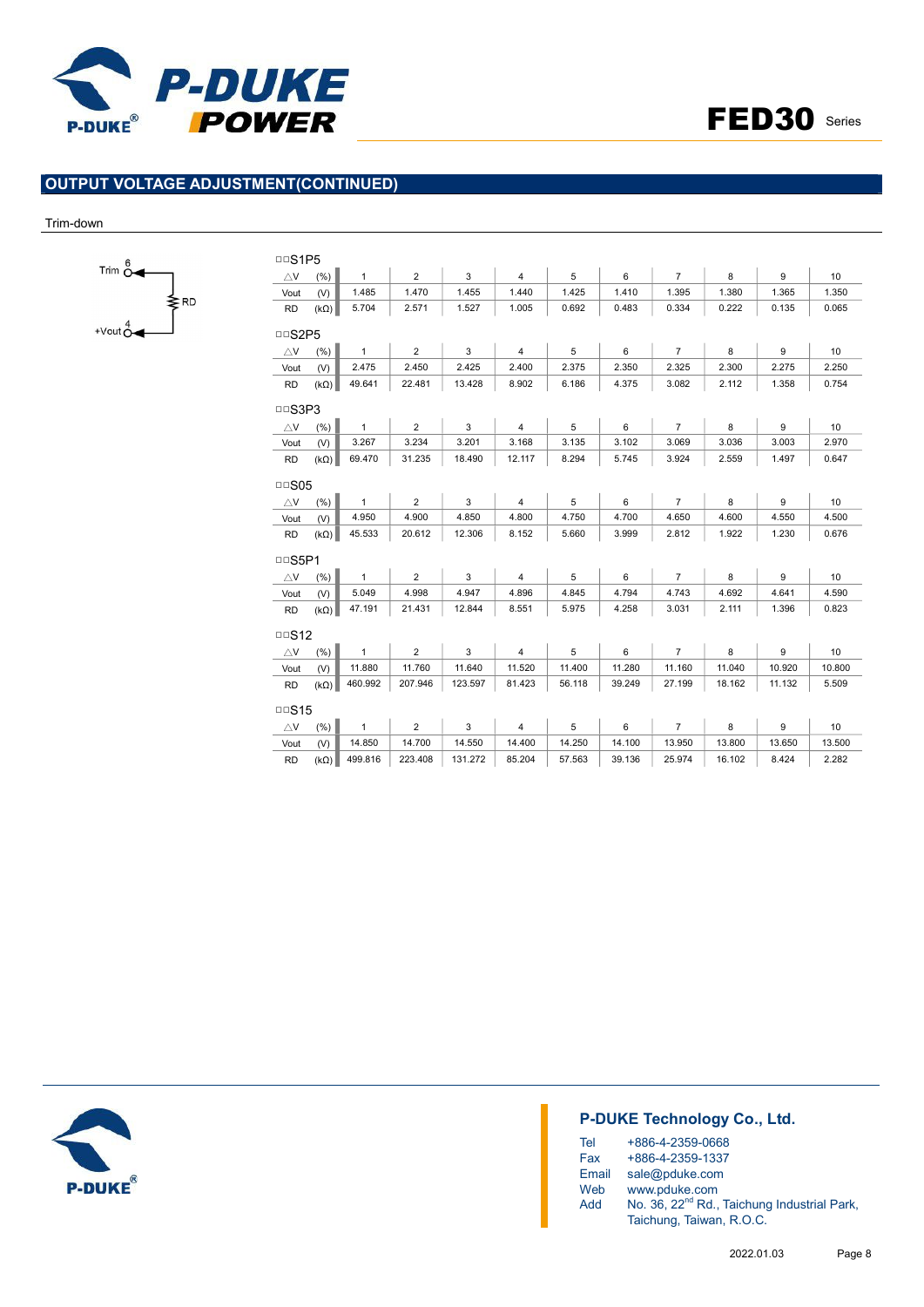## OUTPUT VOLTAGE ADJUSTMENT(CONTINUED)

Trim-down

Trim 6

RD

+Vout 4

□□S1P5

| △V (%) | 1 | 2 | 3 | 4 | 5 | 6 | 7 | 8 | 9 | 10 |
|---|---|---|---|---|---|---|---|---|---|---|
| Vout (V) | 1.485 | 1.470 | 1.455 | 1.440 | 1.425 | 1.410 | 1.395 | 1.380 | 1.365 | 1.350 |
| RD (kΩ) | 5.704 | 2.571 | 1.527 | 1.005 | 0.692 | 0.483 | 0.334 | 0.222 | 0.135 | 0.065 |

□□S2P5

| △V (%) | 1 | 2 | 3 | 4 | 5 | 6 | 7 | 8 | 9 | 10 |
|---|---|---|---|---|---|---|---|---|---|---|
| Vout (V) | 2.475 | 2.450 | 2.425 | 2.400 | 2.375 | 2.350 | 2.325 | 2.300 | 2.275 | 2.250 |
| RD (kΩ) | 49.641 | 22.481 | 13.428 | 8.902 | 6.186 | 4.375 | 3.082 | 2.112 | 1.358 | 0.754 |

□□S3P3

| △V (%) | 1 | 2 | 3 | 4 | 5 | 6 | 7 | 8 | 9 | 10 |
|---|---|---|---|---|---|---|---|---|---|---|
| Vout (V) | 3.267 | 3.234 | 3.201 | 3.168 | 3.135 | 3.102 | 3.069 | 3.036 | 3.003 | 2.970 |
| RD (kΩ) | 69.470 | 31.235 | 18.490 | 12.117 | 8.294 | 5.745 | 3.924 | 2.559 | 1.497 | 0.647 |

□□S05

| △V (%) | 1 | 2 | 3 | 4 | 5 | 6 | 7 | 8 | 9 | 10 |
|---|---|---|---|---|---|---|---|---|---|---|
| Vout (V) | 4.950 | 4.900 | 4.850 | 4.800 | 4.750 | 4.700 | 4.650 | 4.600 | 4.550 | 4.500 |
| RD (kΩ) | 45.533 | 20.612 | 12.306 | 8.152 | 5.660 | 3.999 | 2.812 | 1.922 | 1.230 | 0.676 |

□□S5P1

| △V (%) | 1 | 2 | 3 | 4 | 5 | 6 | 7 | 8 | 9 | 10 |
|---|---|---|---|---|---|---|---|---|---|---|
| Vout (V) | 5.049 | 4.998 | 4.947 | 4.896 | 4.845 | 4.794 | 4.743 | 4.692 | 4.641 | 4.590 |
| RD (kΩ) | 47.191 | 21.431 | 12.844 | 8.551 | 5.975 | 4.258 | 3.031 | 2.111 | 1.396 | 0.823 |

□□S12

| △V (%) | 1 | 2 | 3 | 4 | 5 | 6 | 7 | 8 | 9 | 10 |
|---|---|---|---|---|---|---|---|---|---|---|
| Vout (V) | 11.880 | 11.760 | 11.640 | 11.520 | 11.400 | 11.280 | 11.160 | 11.040 | 10.920 | 10.800 |
| RD (kΩ) | 460.992 | 207.946 | 123.597 | 81.423 | 56.118 | 39.249 | 27.199 | 18.162 | 11.132 | 5.509 |

□□S15

| △V (%) | 1 | 2 | 3 | 4 | 5 | 6 | 7 | 8 | 9 | 10 |
|---|---|---|---|---|---|---|---|---|---|---|
| Vout (V) | 14.850 | 14.700 | 14.550 | 14.400 | 14.250 | 14.100 | 13.950 | 13.800 | 13.650 | 13.500 |
| RD (kΩ) | 499.816 | 223.408 | 131.272 | 85.204 | 57.563 | 39.136 | 25.974 | 16.102 | 8.424 | 2.282 |

**P-DUKE Technology Co., Ltd.**

Tel +886-4-2359-0668
Fax +886-4-2359-1337
Email sale@pduke.com
Web www.pduke.com
Add No. 36, 22nd Rd., Taichung Industrial Park, Taichung, Taiwan, R.O.C.

2022.01.03